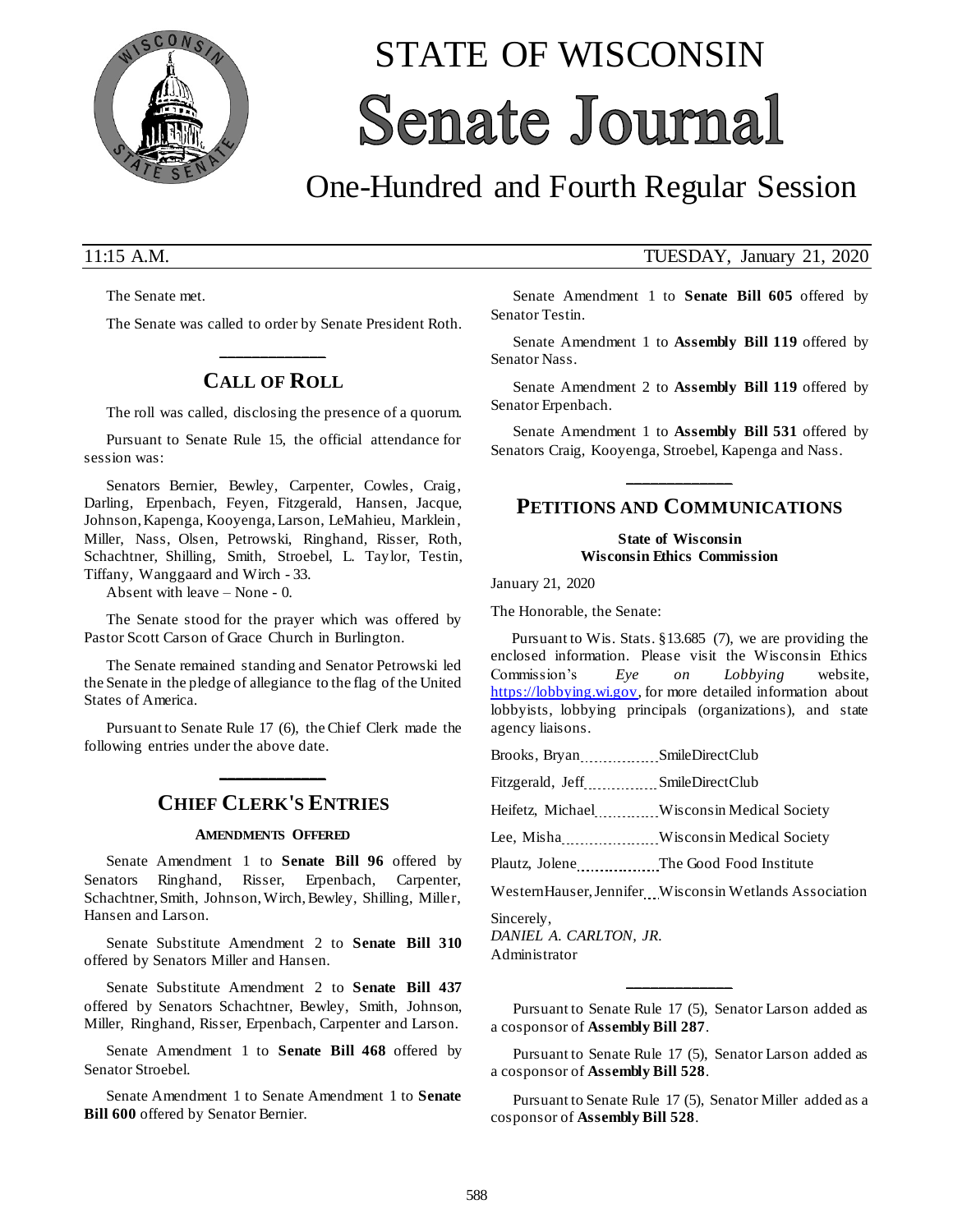# STATE OF WISCONSIN
# Senate Journal

## One-Hundred and Fourth Regular Session

11:15 A.M. TUESDAY, January 21, 2020

The Senate met.

The Senate was called to order by Senate President Roth.

## CALL OF ROLL

The roll was called, disclosing the presence of a quorum.

Pursuant to Senate Rule 15, the official attendance for session was:

Senators Bernier, Bewley, Carpenter, Cowles, Craig, Darling, Erpenbach, Feyen, Fitzgerald, Hansen, Jacque, Johnson, Kapenga, Kooyenga, Larson, LeMahieu, Marklein, Miller, Nass, Olsen, Petrowski, Ringhand, Risser, Roth, Schachtner, Shilling, Smith, Stroebel, L. Taylor, Testin, Tiffany, Wanggaard and Wirch - 33.

Absent with leave – None - 0.

The Senate stood for the prayer which was offered by Pastor Scott Carson of Grace Church in Burlington.

The Senate remained standing and Senator Petrowski led the Senate in the pledge of allegiance to the flag of the United States of America.

Pursuant to Senate Rule 17 (6), the Chief Clerk made the following entries under the above date.

## CHIEF CLERK'S ENTRIES

### AMENDMENTS OFFERED

Senate Amendment 1 to **Senate Bill 96** offered by Senators Ringhand, Risser, Erpenbach, Carpenter, Schachtner, Smith, Johnson, Wirch, Bewley, Shilling, Miller, Hansen and Larson.

Senate Substitute Amendment 2 to **Senate Bill 310** offered by Senators Miller and Hansen.

Senate Substitute Amendment 2 to **Senate Bill 437** offered by Senators Schachtner, Bewley, Smith, Johnson, Miller, Ringhand, Risser, Erpenbach, Carpenter and Larson.

Senate Amendment 1 to **Senate Bill 468** offered by Senator Stroebel.

Senate Amendment 1 to Senate Amendment 1 to **Senate Bill 600** offered by Senator Bernier.

Senate Amendment 1 to **Senate Bill 605** offered by Senator Testin.

Senate Amendment 1 to **Assembly Bill 119** offered by Senator Nass.

Senate Amendment 2 to **Assembly Bill 119** offered by Senator Erpenbach.

Senate Amendment 1 to **Assembly Bill 531** offered by Senators Craig, Kooyenga, Stroebel, Kapenga and Nass.

## PETITIONS AND COMMUNICATIONS

**State of Wisconsin**
**Wisconsin Ethics Commission**

January 21, 2020

The Honorable, the Senate:

Pursuant to Wis. Stats. §13.685 (7), we are providing the enclosed information. Please visit the Wisconsin Ethics Commission's *Eye on Lobbying* website, https://lobbying.wi.gov, for more detailed information about lobbyists, lobbying principals (organizations), and state agency liaisons.

Brooks, Bryan SmileDirectClub

Fitzgerald, Jeff SmileDirectClub

Heifetz, Michael Wisconsin Medical Society

Lee, Misha Wisconsin Medical Society

Plautz, Jolene The Good Food Institute

WesternHauser, Jennifer Wisconsin Wetlands Association

Sincerely,
*DANIEL A. CARLTON, JR.*
Administrator

Pursuant to Senate Rule 17 (5), Senator Larson added as a cosponsor of **Assembly Bill 287**.

Pursuant to Senate Rule 17 (5), Senator Larson added as a cosponsor of **Assembly Bill 528**.

Pursuant to Senate Rule 17 (5), Senator Miller added as a cosponsor of **Assembly Bill 528**.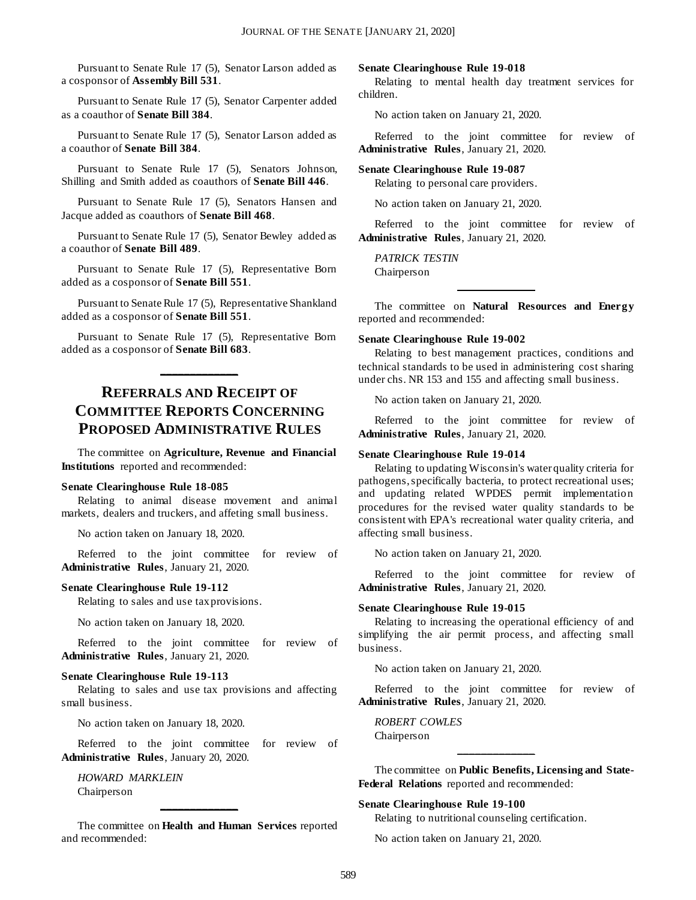Pursuant to Senate Rule 17 (5), Senator Larson added as a cosponsor of **Assembly Bill 531**.

Pursuant to Senate Rule 17 (5), Senator Carpenter added as a coauthor of **Senate Bill 384**.

Pursuant to Senate Rule 17 (5), Senator Larson added as a coauthor of **Senate Bill 384**.

Pursuant to Senate Rule 17 (5), Senators Johnson, Shilling and Smith added as coauthors of **Senate Bill 446**.

Pursuant to Senate Rule 17 (5), Senators Hansen and Jacque added as coauthors of **Senate Bill 468**.

Pursuant to Senate Rule 17 (5), Senator Bewley added as a coauthor of **Senate Bill 489**.

Pursuant to Senate Rule 17 (5), Representative Born added as a cosponsor of **Senate Bill 551**.

Pursuant to Senate Rule 17 (5), Representative Shankland added as a cosponsor of **Senate Bill 551**.

Pursuant to Senate Rule 17 (5), Representative Born added as a cosponsor of **Senate Bill 683**.

---

## Referrals and Receipt of Committee Reports Concerning Proposed Administrative Rules

The committee on **Agriculture, Revenue and Financial Institutions** reported and recommended:

**Senate Clearinghouse Rule 18-085**

Relating to animal disease movement and animal markets, dealers and truckers, and affeting small business.

No action taken on January 18, 2020.

Referred to the joint committee for review of **Administrative Rules**, January 21, 2020.

**Senate Clearinghouse Rule 19-112**

Relating to sales and use tax provisions.

No action taken on January 18, 2020.

Referred to the joint committee for review of **Administrative Rules**, January 21, 2020.

**Senate Clearinghouse Rule 19-113**

Relating to sales and use tax provisions and affecting small business.

No action taken on January 18, 2020.

Referred to the joint committee for review of **Administrative Rules**, January 20, 2020.

*HOWARD MARKLEIN*
Chairperson

---

The committee on **Health and Human Services** reported and recommended:

**Senate Clearinghouse Rule 19-018**

Relating to mental health day treatment services for children.

No action taken on January 21, 2020.

Referred to the joint committee for review of **Administrative Rules**, January 21, 2020.

**Senate Clearinghouse Rule 19-087**

Relating to personal care providers.

No action taken on January 21, 2020.

Referred to the joint committee for review of **Administrative Rules**, January 21, 2020.

*PATRICK TESTIN*
Chairperson

---

The committee on **Natural Resources and Energy** reported and recommended:

**Senate Clearinghouse Rule 19-002**

Relating to best management practices, conditions and technical standards to be used in administering cost sharing under chs. NR 153 and 155 and affecting small business.

No action taken on January 21, 2020.

Referred to the joint committee for review of **Administrative Rules**, January 21, 2020.

**Senate Clearinghouse Rule 19-014**

Relating to updating Wisconsin's water quality criteria for pathogens, specifically bacteria, to protect recreational uses; and updating related WPDES permit implementation procedures for the revised water quality standards to be consistent with EPA's recreational water quality criteria, and affecting small business.

No action taken on January 21, 2020.

Referred to the joint committee for review of **Administrative Rules**, January 21, 2020.

**Senate Clearinghouse Rule 19-015**

Relating to increasing the operational efficiency of and simplifying the air permit process, and affecting small business.

No action taken on January 21, 2020.

Referred to the joint committee for review of **Administrative Rules**, January 21, 2020.

*ROBERT COWLES*
Chairperson

---

The committee on **Public Benefits, Licensing and State-Federal Relations** reported and recommended:

**Senate Clearinghouse Rule 19-100**

Relating to nutritional counseling certification.

No action taken on January 21, 2020.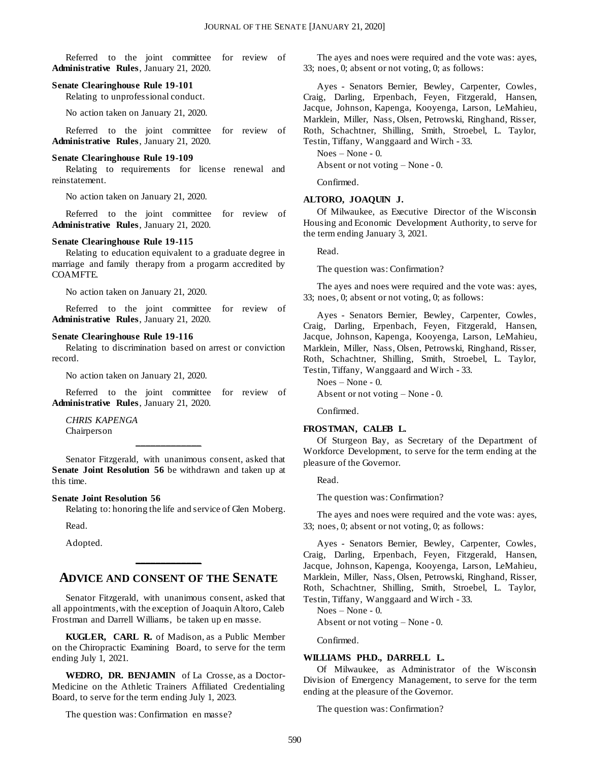Referred to the joint committee for review of **Administrative Rules**, January 21, 2020.

**Senate Clearinghouse Rule 19-101**

Relating to unprofessional conduct.

No action taken on January 21, 2020.

Referred to the joint committee for review of **Administrative Rules**, January 21, 2020.

**Senate Clearinghouse Rule 19-109**

Relating to requirements for license renewal and reinstatement.

No action taken on January 21, 2020.

Referred to the joint committee for review of **Administrative Rules**, January 21, 2020.

**Senate Clearinghouse Rule 19-115**

Relating to education equivalent to a graduate degree in marriage and family therapy from a progarm accredited by COAMFTE.

No action taken on January 21, 2020.

Referred to the joint committee for review of **Administrative Rules**, January 21, 2020.

**Senate Clearinghouse Rule 19-116**

Relating to discrimination based on arrest or conviction record.

No action taken on January 21, 2020.

Referred to the joint committee for review of **Administrative Rules**, January 21, 2020.

*CHRIS KAPENGA*
Chairperson

---

Senator Fitzgerald, with unanimous consent, asked that **Senate Joint Resolution 56** be withdrawn and taken up at this time.

**Senate Joint Resolution 56**

Relating to: honoring the life and service of Glen Moberg.

Read.

Adopted.

---

## ADVICE AND CONSENT OF THE SENATE

Senator Fitzgerald, with unanimous consent, asked that all appointments, with the exception of Joaquin Altoro, Caleb Frostman and Darrell Williams, be taken up en masse.

**KUGLER, CARL R.** of Madison, as a Public Member on the Chiropractic Examining Board, to serve for the term ending July 1, 2021.

**WEDRO, DR. BENJAMIN** of La Crosse, as a Doctor-Medicine on the Athletic Trainers Affiliated Credentialing Board, to serve for the term ending July 1, 2023.

The question was: Confirmation en masse?

The ayes and noes were required and the vote was: ayes, 33; noes, 0; absent or not voting, 0; as follows:

Ayes - Senators Bernier, Bewley, Carpenter, Cowles, Craig, Darling, Erpenbach, Feyen, Fitzgerald, Hansen, Jacque, Johnson, Kapenga, Kooyenga, Larson, LeMahieu, Marklein, Miller, Nass, Olsen, Petrowski, Ringhand, Risser, Roth, Schachtner, Shilling, Smith, Stroebel, L. Taylor, Testin, Tiffany, Wanggaard and Wirch - 33.

Noes – None - 0.

Absent or not voting – None - 0.

Confirmed.

**ALTORO, JOAQUIN J.**

Of Milwaukee, as Executive Director of the Wisconsin Housing and Economic Development Authority, to serve for the term ending January 3, 2021.

Read.

The question was: Confirmation?

The ayes and noes were required and the vote was: ayes, 33; noes, 0; absent or not voting, 0; as follows:

Ayes - Senators Bernier, Bewley, Carpenter, Cowles, Craig, Darling, Erpenbach, Feyen, Fitzgerald, Hansen, Jacque, Johnson, Kapenga, Kooyenga, Larson, LeMahieu, Marklein, Miller, Nass, Olsen, Petrowski, Ringhand, Risser, Roth, Schachtner, Shilling, Smith, Stroebel, L. Taylor, Testin, Tiffany, Wanggaard and Wirch - 33.

Noes – None - 0.

Absent or not voting – None - 0.

Confirmed.

**FROSTMAN, CALEB L.**

Of Sturgeon Bay, as Secretary of the Department of Workforce Development, to serve for the term ending at the pleasure of the Governor.

Read.

The question was: Confirmation?

The ayes and noes were required and the vote was: ayes, 33; noes, 0; absent or not voting, 0; as follows:

Ayes - Senators Bernier, Bewley, Carpenter, Cowles, Craig, Darling, Erpenbach, Feyen, Fitzgerald, Hansen, Jacque, Johnson, Kapenga, Kooyenga, Larson, LeMahieu, Marklein, Miller, Nass, Olsen, Petrowski, Ringhand, Risser, Roth, Schachtner, Shilling, Smith, Stroebel, L. Taylor, Testin, Tiffany, Wanggaard and Wirch - 33.

Noes – None - 0.

Absent or not voting – None - 0.

Confirmed.

**WILLIAMS PH.D., DARRELL L.**

Of Milwaukee, as Administrator of the Wisconsin Division of Emergency Management, to serve for the term ending at the pleasure of the Governor.

The question was: Confirmation?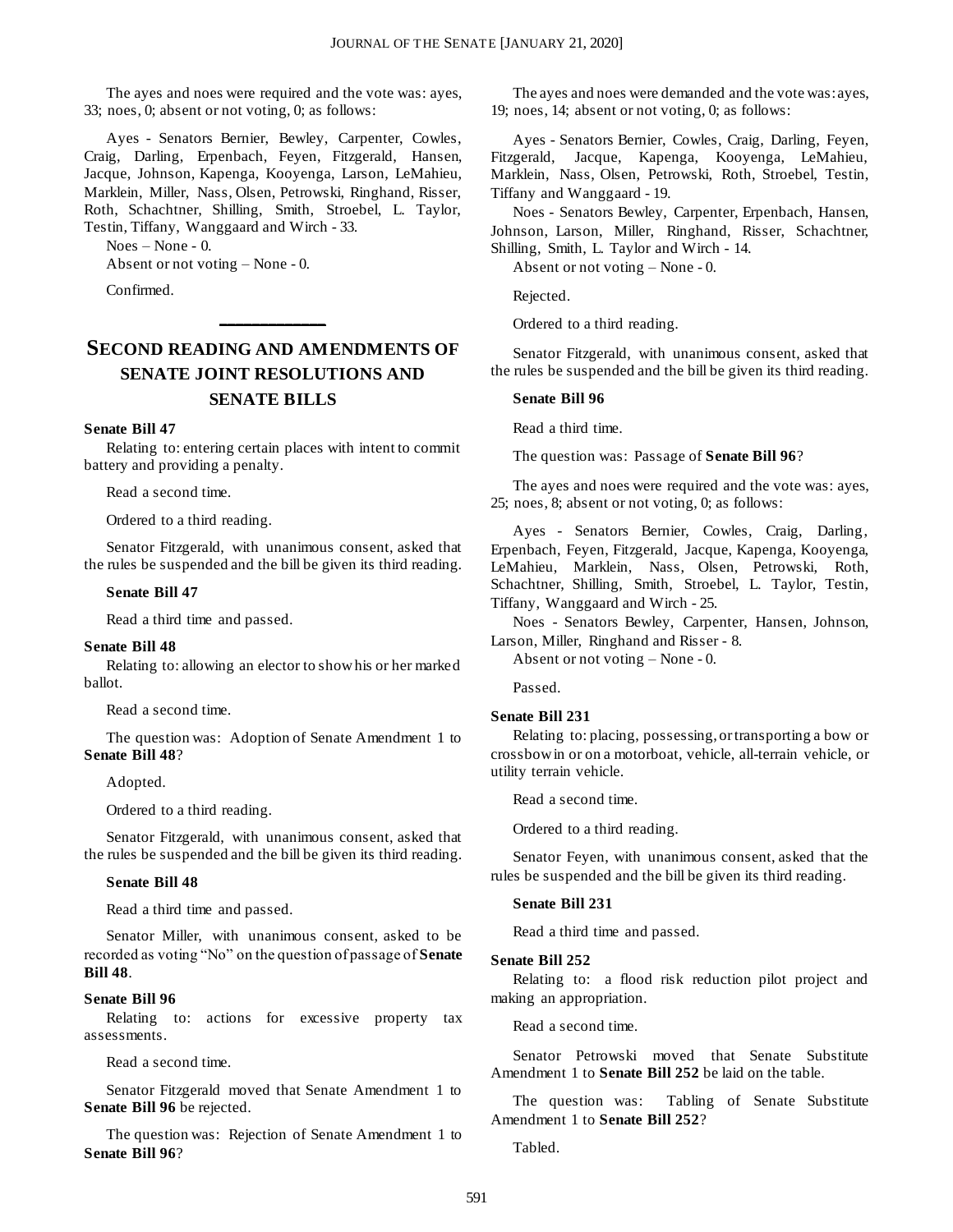The ayes and noes were required and the vote was: ayes, 33; noes, 0; absent or not voting, 0; as follows:

Ayes - Senators Bernier, Bewley, Carpenter, Cowles, Craig, Darling, Erpenbach, Feyen, Fitzgerald, Hansen, Jacque, Johnson, Kapenga, Kooyenga, Larson, LeMahieu, Marklein, Miller, Nass, Olsen, Petrowski, Ringhand, Risser, Roth, Schachtner, Shilling, Smith, Stroebel, L. Taylor, Testin, Tiffany, Wanggaard and Wirch - 33.

Noes – None - 0.

Absent or not voting – None - 0.

Confirmed.

## SECOND READING AND AMENDMENTS OF SENATE JOINT RESOLUTIONS AND SENATE BILLS

**Senate Bill 47**

Relating to: entering certain places with intent to commit battery and providing a penalty.

Read a second time.

Ordered to a third reading.

Senator Fitzgerald, with unanimous consent, asked that the rules be suspended and the bill be given its third reading.

**Senate Bill 47**

Read a third time and passed.

**Senate Bill 48**

Relating to: allowing an elector to show his or her marked ballot.

Read a second time.

The question was: Adoption of Senate Amendment 1 to **Senate Bill 48**?

Adopted.

Ordered to a third reading.

Senator Fitzgerald, with unanimous consent, asked that the rules be suspended and the bill be given its third reading.

**Senate Bill 48**

Read a third time and passed.

Senator Miller, with unanimous consent, asked to be recorded as voting "No" on the question of passage of **Senate Bill 48**.

**Senate Bill 96**

Relating to: actions for excessive property tax assessments.

Read a second time.

Senator Fitzgerald moved that Senate Amendment 1 to **Senate Bill 96** be rejected.

The question was: Rejection of Senate Amendment 1 to **Senate Bill 96**?

The ayes and noes were demanded and the vote was: ayes, 19; noes, 14; absent or not voting, 0; as follows:

Ayes - Senators Bernier, Cowles, Craig, Darling, Feyen, Fitzgerald, Jacque, Kapenga, Kooyenga, LeMahieu, Marklein, Nass, Olsen, Petrowski, Roth, Stroebel, Testin, Tiffany and Wanggaard - 19.

Noes - Senators Bewley, Carpenter, Erpenbach, Hansen, Johnson, Larson, Miller, Ringhand, Risser, Schachtner, Shilling, Smith, L. Taylor and Wirch - 14.

Absent or not voting – None - 0.

Rejected.

Ordered to a third reading.

Senator Fitzgerald, with unanimous consent, asked that the rules be suspended and the bill be given its third reading.

**Senate Bill 96**

Read a third time.

The question was: Passage of **Senate Bill 96**?

The ayes and noes were required and the vote was: ayes, 25; noes, 8; absent or not voting, 0; as follows:

Ayes - Senators Bernier, Cowles, Craig, Darling, Erpenbach, Feyen, Fitzgerald, Jacque, Kapenga, Kooyenga, LeMahieu, Marklein, Nass, Olsen, Petrowski, Roth, Schachtner, Shilling, Smith, Stroebel, L. Taylor, Testin, Tiffany, Wanggaard and Wirch - 25.

Noes - Senators Bewley, Carpenter, Hansen, Johnson, Larson, Miller, Ringhand and Risser - 8.

Absent or not voting – None - 0.

Passed.

**Senate Bill 231**

Relating to: placing, possessing, or transporting a bow or crossbow in or on a motorboat, vehicle, all-terrain vehicle, or utility terrain vehicle.

Read a second time.

Ordered to a third reading.

Senator Feyen, with unanimous consent, asked that the rules be suspended and the bill be given its third reading.

**Senate Bill 231**

Read a third time and passed.

**Senate Bill 252**

Relating to: a flood risk reduction pilot project and making an appropriation.

Read a second time.

Senator Petrowski moved that Senate Substitute Amendment 1 to **Senate Bill 252** be laid on the table.

The question was: Tabling of Senate Substitute Amendment 1 to **Senate Bill 252**?

Tabled.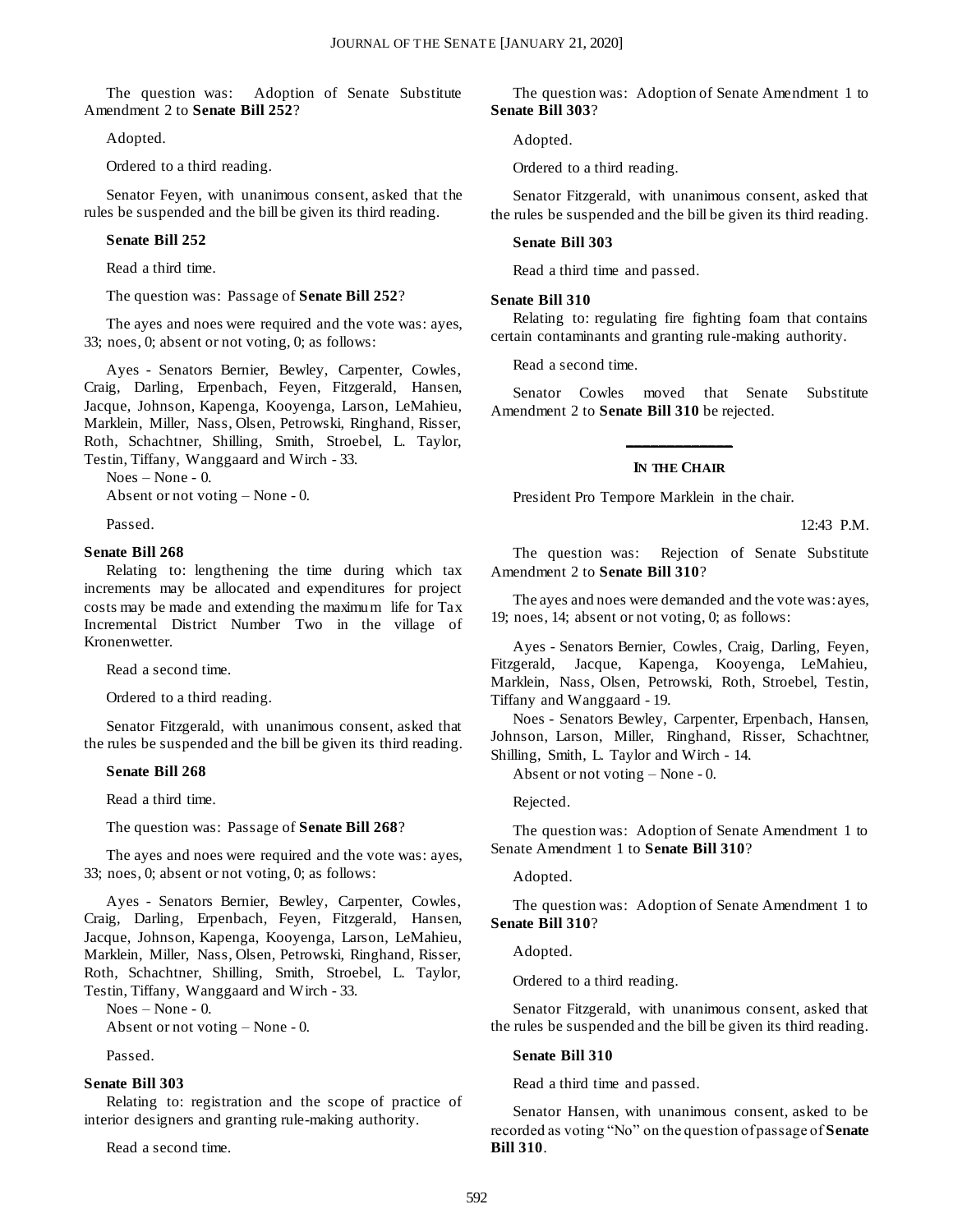The question was: Adoption of Senate Substitute Amendment 2 to **Senate Bill 252**?

Adopted.

Ordered to a third reading.

Senator Feyen, with unanimous consent, asked that the rules be suspended and the bill be given its third reading.

**Senate Bill 252**

Read a third time.

The question was: Passage of **Senate Bill 252**?

The ayes and noes were required and the vote was: ayes, 33; noes, 0; absent or not voting, 0; as follows:

Ayes - Senators Bernier, Bewley, Carpenter, Cowles, Craig, Darling, Erpenbach, Feyen, Fitzgerald, Hansen, Jacque, Johnson, Kapenga, Kooyenga, Larson, LeMahieu, Marklein, Miller, Nass, Olsen, Petrowski, Ringhand, Risser, Roth, Schachtner, Shilling, Smith, Stroebel, L. Taylor, Testin, Tiffany, Wanggaard and Wirch - 33.

Noes – None - 0.

Absent or not voting – None - 0.

Passed.

**Senate Bill 268**

Relating to: lengthening the time during which tax increments may be allocated and expenditures for project costs may be made and extending the maximum life for Tax Incremental District Number Two in the village of Kronenwetter.

Read a second time.

Ordered to a third reading.

Senator Fitzgerald, with unanimous consent, asked that the rules be suspended and the bill be given its third reading.

**Senate Bill 268**

Read a third time.

The question was: Passage of **Senate Bill 268**?

The ayes and noes were required and the vote was: ayes, 33; noes, 0; absent or not voting, 0; as follows:

Ayes - Senators Bernier, Bewley, Carpenter, Cowles, Craig, Darling, Erpenbach, Feyen, Fitzgerald, Hansen, Jacque, Johnson, Kapenga, Kooyenga, Larson, LeMahieu, Marklein, Miller, Nass, Olsen, Petrowski, Ringhand, Risser, Roth, Schachtner, Shilling, Smith, Stroebel, L. Taylor, Testin, Tiffany, Wanggaard and Wirch - 33.

Noes – None - 0.

Absent or not voting – None - 0.

Passed.

**Senate Bill 303**

Relating to: registration and the scope of practice of interior designers and granting rule-making authority.

Read a second time.

The question was: Adoption of Senate Amendment 1 to **Senate Bill 303**?

Adopted.

Ordered to a third reading.

Senator Fitzgerald, with unanimous consent, asked that the rules be suspended and the bill be given its third reading.

**Senate Bill 303**

Read a third time and passed.

**Senate Bill 310**

Relating to: regulating fire fighting foam that contains certain contaminants and granting rule-making authority.

Read a second time.

Senator Cowles moved that Senate Substitute Amendment 2 to **Senate Bill 310** be rejected.

---

**IN THE CHAIR**

President Pro Tempore Marklein in the chair.

12:43 P.M.

The question was: Rejection of Senate Substitute Amendment 2 to **Senate Bill 310**?

The ayes and noes were demanded and the vote was: ayes, 19; noes, 14; absent or not voting, 0; as follows:

Ayes - Senators Bernier, Cowles, Craig, Darling, Feyen, Fitzgerald, Jacque, Kapenga, Kooyenga, LeMahieu, Marklein, Nass, Olsen, Petrowski, Roth, Stroebel, Testin, Tiffany and Wanggaard - 19.

Noes - Senators Bewley, Carpenter, Erpenbach, Hansen, Johnson, Larson, Miller, Ringhand, Risser, Schachtner, Shilling, Smith, L. Taylor and Wirch - 14.

Absent or not voting – None - 0.

Rejected.

The question was: Adoption of Senate Amendment 1 to Senate Amendment 1 to **Senate Bill 310**?

Adopted.

The question was: Adoption of Senate Amendment 1 to **Senate Bill 310**?

Adopted.

Ordered to a third reading.

Senator Fitzgerald, with unanimous consent, asked that the rules be suspended and the bill be given its third reading.

**Senate Bill 310**

Read a third time and passed.

Senator Hansen, with unanimous consent, asked to be recorded as voting "No" on the question of passage of **Senate Bill 310**.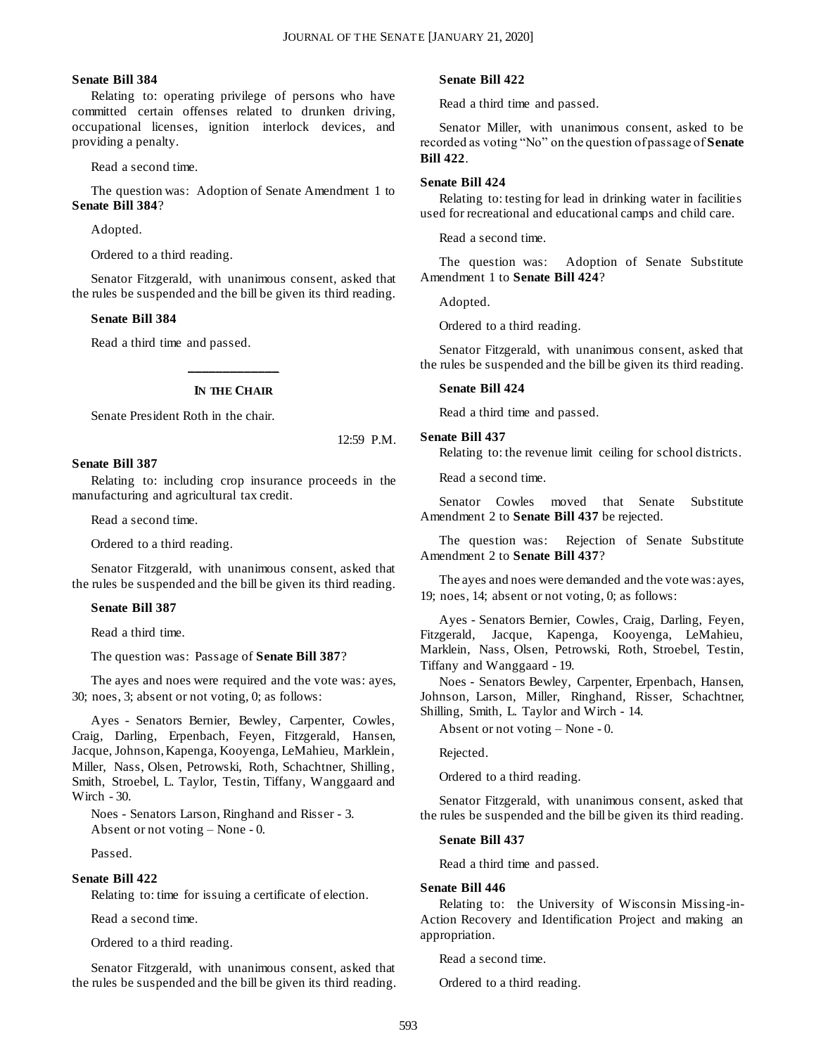**Senate Bill 384**

Relating to: operating privilege of persons who have committed certain offenses related to drunken driving, occupational licenses, ignition interlock devices, and providing a penalty.

Read a second time.

The question was: Adoption of Senate Amendment 1 to **Senate Bill 384**?

Adopted.

Ordered to a third reading.

Senator Fitzgerald, with unanimous consent, asked that the rules be suspended and the bill be given its third reading.

**Senate Bill 384**

Read a third time and passed.

---

**IN THE CHAIR**

Senate President Roth in the chair.

12:59 P.M.

**Senate Bill 387**

Relating to: including crop insurance proceeds in the manufacturing and agricultural tax credit.

Read a second time.

Ordered to a third reading.

Senator Fitzgerald, with unanimous consent, asked that the rules be suspended and the bill be given its third reading.

**Senate Bill 387**

Read a third time.

The question was: Passage of **Senate Bill 387**?

The ayes and noes were required and the vote was: ayes, 30; noes, 3; absent or not voting, 0; as follows:

Ayes - Senators Bernier, Bewley, Carpenter, Cowles, Craig, Darling, Erpenbach, Feyen, Fitzgerald, Hansen, Jacque, Johnson, Kapenga, Kooyenga, LeMahieu, Marklein, Miller, Nass, Olsen, Petrowski, Roth, Schachtner, Shilling, Smith, Stroebel, L. Taylor, Testin, Tiffany, Wanggaard and Wirch - 30.

Noes - Senators Larson, Ringhand and Risser - 3.

Absent or not voting – None - 0.

Passed.

**Senate Bill 422**

Relating to: time for issuing a certificate of election.

Read a second time.

Ordered to a third reading.

Senator Fitzgerald, with unanimous consent, asked that the rules be suspended and the bill be given its third reading.

**Senate Bill 422**

Read a third time and passed.

Senator Miller, with unanimous consent, asked to be recorded as voting "No" on the question of passage of **Senate Bill 422**.

**Senate Bill 424**

Relating to: testing for lead in drinking water in facilities used for recreational and educational camps and child care.

Read a second time.

The question was: Adoption of Senate Substitute Amendment 1 to **Senate Bill 424**?

Adopted.

Ordered to a third reading.

Senator Fitzgerald, with unanimous consent, asked that the rules be suspended and the bill be given its third reading.

**Senate Bill 424**

Read a third time and passed.

**Senate Bill 437**

Relating to: the revenue limit ceiling for school districts.

Read a second time.

Senator Cowles moved that Senate Substitute Amendment 2 to **Senate Bill 437** be rejected.

The question was: Rejection of Senate Substitute Amendment 2 to **Senate Bill 437**?

The ayes and noes were demanded and the vote was: ayes, 19; noes, 14; absent or not voting, 0; as follows:

Ayes - Senators Bernier, Cowles, Craig, Darling, Feyen, Fitzgerald, Jacque, Kapenga, Kooyenga, LeMahieu, Marklein, Nass, Olsen, Petrowski, Roth, Stroebel, Testin, Tiffany and Wanggaard - 19.

Noes - Senators Bewley, Carpenter, Erpenbach, Hansen, Johnson, Larson, Miller, Ringhand, Risser, Schachtner, Shilling, Smith, L. Taylor and Wirch - 14.

Absent or not voting – None - 0.

Rejected.

Ordered to a third reading.

Senator Fitzgerald, with unanimous consent, asked that the rules be suspended and the bill be given its third reading.

**Senate Bill 437**

Read a third time and passed.

**Senate Bill 446**

Relating to: the University of Wisconsin Missing-in-Action Recovery and Identification Project and making an appropriation.

Read a second time.

Ordered to a third reading.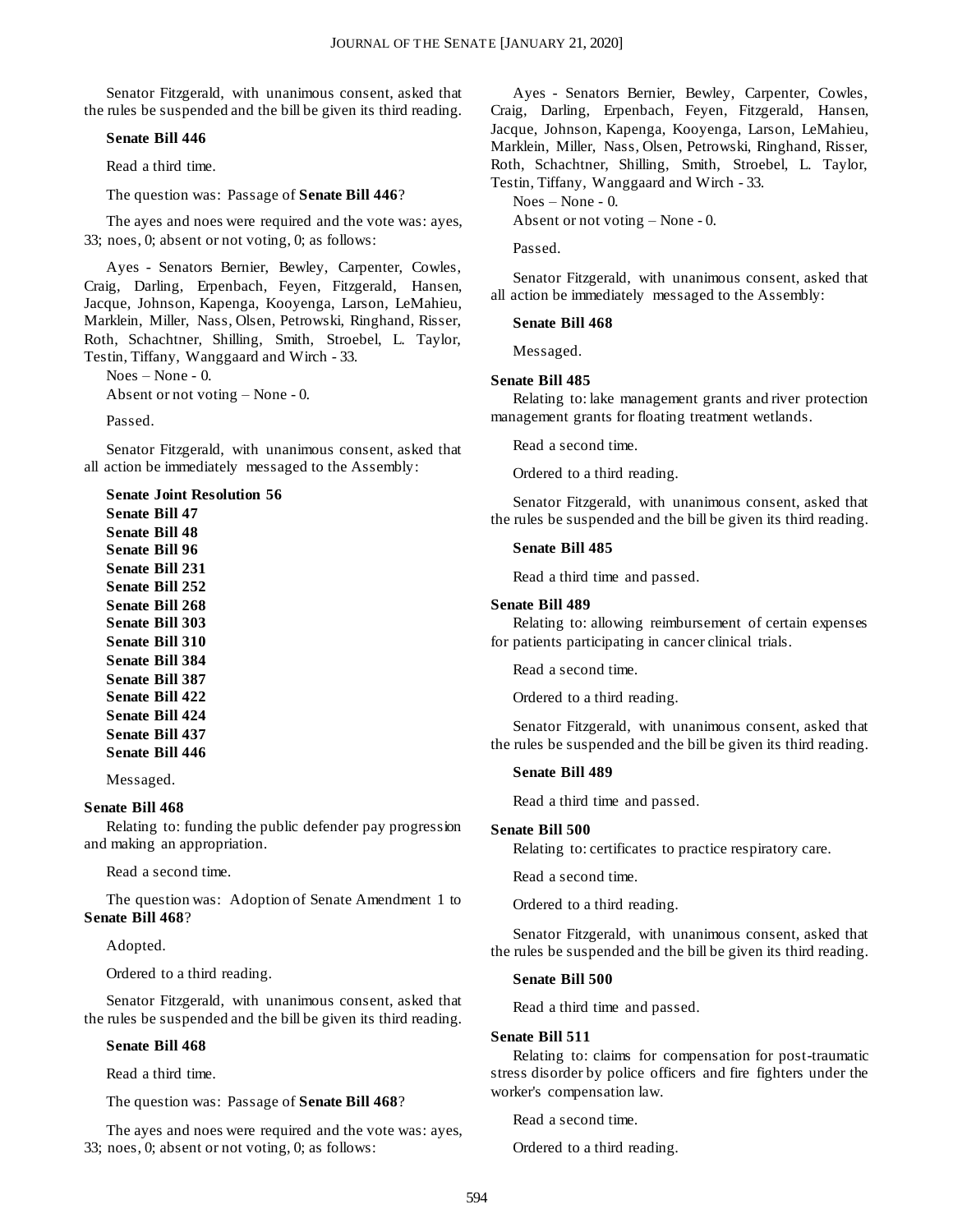Senator Fitzgerald, with unanimous consent, asked that the rules be suspended and the bill be given its third reading.

**Senate Bill 446**

Read a third time.

The question was: Passage of **Senate Bill 446**?

The ayes and noes were required and the vote was: ayes, 33; noes, 0; absent or not voting, 0; as follows:

Ayes - Senators Bernier, Bewley, Carpenter, Cowles, Craig, Darling, Erpenbach, Feyen, Fitzgerald, Hansen, Jacque, Johnson, Kapenga, Kooyenga, Larson, LeMahieu, Marklein, Miller, Nass, Olsen, Petrowski, Ringhand, Risser, Roth, Schachtner, Shilling, Smith, Stroebel, L. Taylor, Testin, Tiffany, Wanggaard and Wirch - 33.

Noes – None - 0.

Absent or not voting – None - 0.

Passed.

Senator Fitzgerald, with unanimous consent, asked that all action be immediately messaged to the Assembly:

**Senate Joint Resolution 56**
**Senate Bill 47**
**Senate Bill 48**
**Senate Bill 96**
**Senate Bill 231**
**Senate Bill 252**
**Senate Bill 268**
**Senate Bill 303**
**Senate Bill 310**
**Senate Bill 384**
**Senate Bill 387**
**Senate Bill 422**
**Senate Bill 424**
**Senate Bill 437**
**Senate Bill 446**

Messaged.

**Senate Bill 468**

Relating to: funding the public defender pay progression and making an appropriation.

Read a second time.

The question was: Adoption of Senate Amendment 1 to **Senate Bill 468**?

Adopted.

Ordered to a third reading.

Senator Fitzgerald, with unanimous consent, asked that the rules be suspended and the bill be given its third reading.

**Senate Bill 468**

Read a third time.

The question was: Passage of **Senate Bill 468**?

The ayes and noes were required and the vote was: ayes, 33; noes, 0; absent or not voting, 0; as follows:

Ayes - Senators Bernier, Bewley, Carpenter, Cowles, Craig, Darling, Erpenbach, Feyen, Fitzgerald, Hansen, Jacque, Johnson, Kapenga, Kooyenga, Larson, LeMahieu, Marklein, Miller, Nass, Olsen, Petrowski, Ringhand, Risser, Roth, Schachtner, Shilling, Smith, Stroebel, L. Taylor, Testin, Tiffany, Wanggaard and Wirch - 33.

Noes – None - 0.

Absent or not voting – None - 0.

Passed.

Senator Fitzgerald, with unanimous consent, asked that all action be immediately messaged to the Assembly:

**Senate Bill 468**

Messaged.

**Senate Bill 485**

Relating to: lake management grants and river protection management grants for floating treatment wetlands.

Read a second time.

Ordered to a third reading.

Senator Fitzgerald, with unanimous consent, asked that the rules be suspended and the bill be given its third reading.

**Senate Bill 485**

Read a third time and passed.

**Senate Bill 489**

Relating to: allowing reimbursement of certain expenses for patients participating in cancer clinical trials.

Read a second time.

Ordered to a third reading.

Senator Fitzgerald, with unanimous consent, asked that the rules be suspended and the bill be given its third reading.

**Senate Bill 489**

Read a third time and passed.

**Senate Bill 500**

Relating to: certificates to practice respiratory care.

Read a second time.

Ordered to a third reading.

Senator Fitzgerald, with unanimous consent, asked that the rules be suspended and the bill be given its third reading.

**Senate Bill 500**

Read a third time and passed.

**Senate Bill 511**

Relating to: claims for compensation for post-traumatic stress disorder by police officers and fire fighters under the worker's compensation law.

Read a second time.

Ordered to a third reading.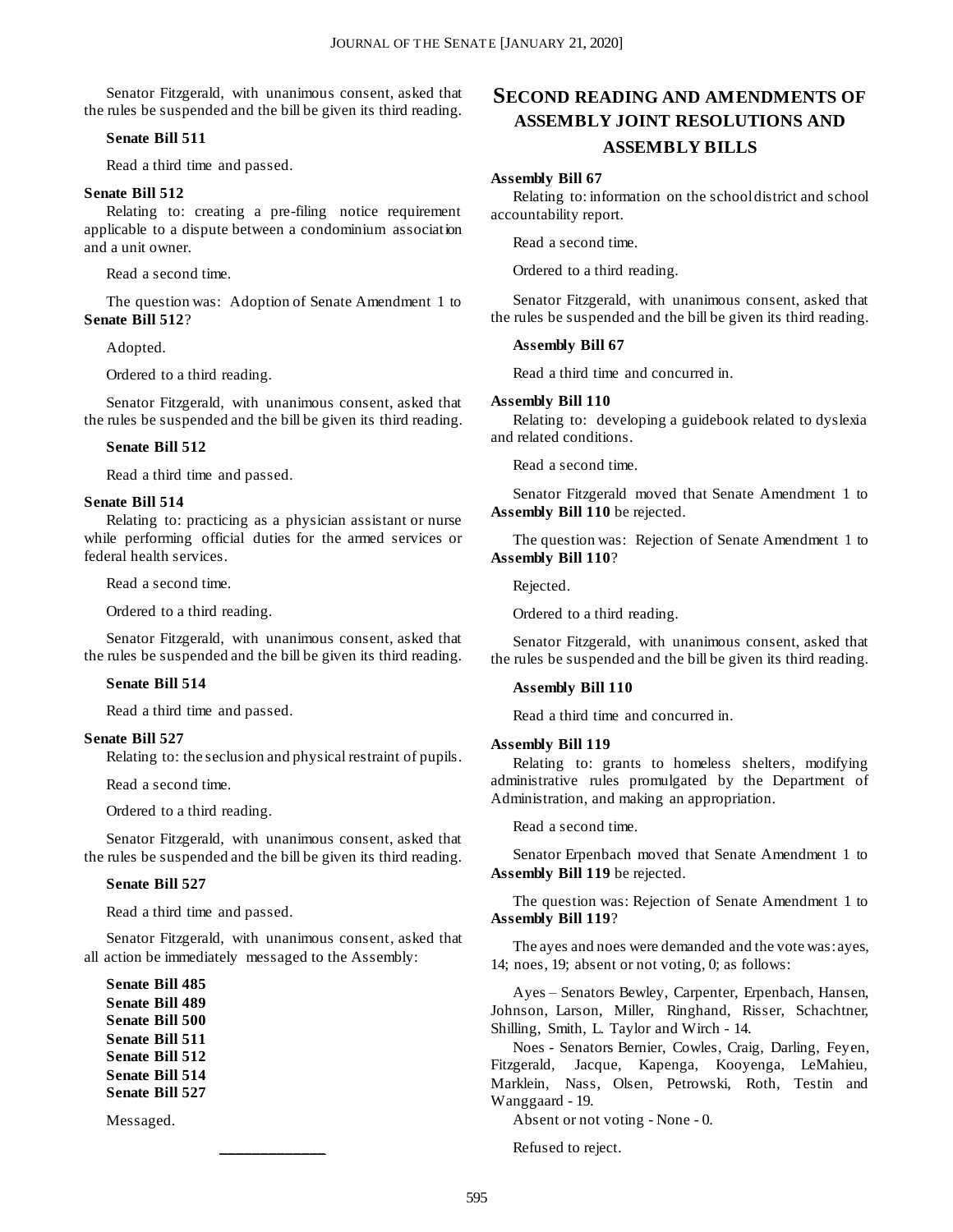Senator Fitzgerald, with unanimous consent, asked that the rules be suspended and the bill be given its third reading.

**Senate Bill 511**

Read a third time and passed.

**Senate Bill 512**

Relating to: creating a pre-filing notice requirement applicable to a dispute between a condominium association and a unit owner.

Read a second time.

The question was: Adoption of Senate Amendment 1 to **Senate Bill 512**?

Adopted.

Ordered to a third reading.

Senator Fitzgerald, with unanimous consent, asked that the rules be suspended and the bill be given its third reading.

**Senate Bill 512**

Read a third time and passed.

**Senate Bill 514**

Relating to: practicing as a physician assistant or nurse while performing official duties for the armed services or federal health services.

Read a second time.

Ordered to a third reading.

Senator Fitzgerald, with unanimous consent, asked that the rules be suspended and the bill be given its third reading.

**Senate Bill 514**

Read a third time and passed.

**Senate Bill 527**

Relating to: the seclusion and physical restraint of pupils.

Read a second time.

Ordered to a third reading.

Senator Fitzgerald, with unanimous consent, asked that the rules be suspended and the bill be given its third reading.

**Senate Bill 527**

Read a third time and passed.

Senator Fitzgerald, with unanimous consent, asked that all action be immediately messaged to the Assembly:

**Senate Bill 485**
**Senate Bill 489**
**Senate Bill 500**
**Senate Bill 511**
**Senate Bill 512**
**Senate Bill 514**
**Senate Bill 527**

Messaged.

---

## Second reading and amendments of Assembly Joint Resolutions and Assembly Bills

**Assembly Bill 67**

Relating to: information on the school district and school accountability report.

Read a second time.

Ordered to a third reading.

Senator Fitzgerald, with unanimous consent, asked that the rules be suspended and the bill be given its third reading.

**Assembly Bill 67**

Read a third time and concurred in.

**Assembly Bill 110**

Relating to: developing a guidebook related to dyslexia and related conditions.

Read a second time.

Senator Fitzgerald moved that Senate Amendment 1 to **Assembly Bill 110** be rejected.

The question was: Rejection of Senate Amendment 1 to **Assembly Bill 110**?

Rejected.

Ordered to a third reading.

Senator Fitzgerald, with unanimous consent, asked that the rules be suspended and the bill be given its third reading.

**Assembly Bill 110**

Read a third time and concurred in.

**Assembly Bill 119**

Relating to: grants to homeless shelters, modifying administrative rules promulgated by the Department of Administration, and making an appropriation.

Read a second time.

Senator Erpenbach moved that Senate Amendment 1 to **Assembly Bill 119** be rejected.

The question was: Rejection of Senate Amendment 1 to **Assembly Bill 119**?

The ayes and noes were demanded and the vote was: ayes, 14; noes, 19; absent or not voting, 0; as follows:

Ayes – Senators Bewley, Carpenter, Erpenbach, Hansen, Johnson, Larson, Miller, Ringhand, Risser, Schachtner, Shilling, Smith, L. Taylor and Wirch - 14.

Noes - Senators Bernier, Cowles, Craig, Darling, Feyen, Fitzgerald, Jacque, Kapenga, Kooyenga, LeMahieu, Marklein, Nass, Olsen, Petrowski, Roth, Testin and Wanggaard - 19.

Absent or not voting - None - 0.

Refused to reject.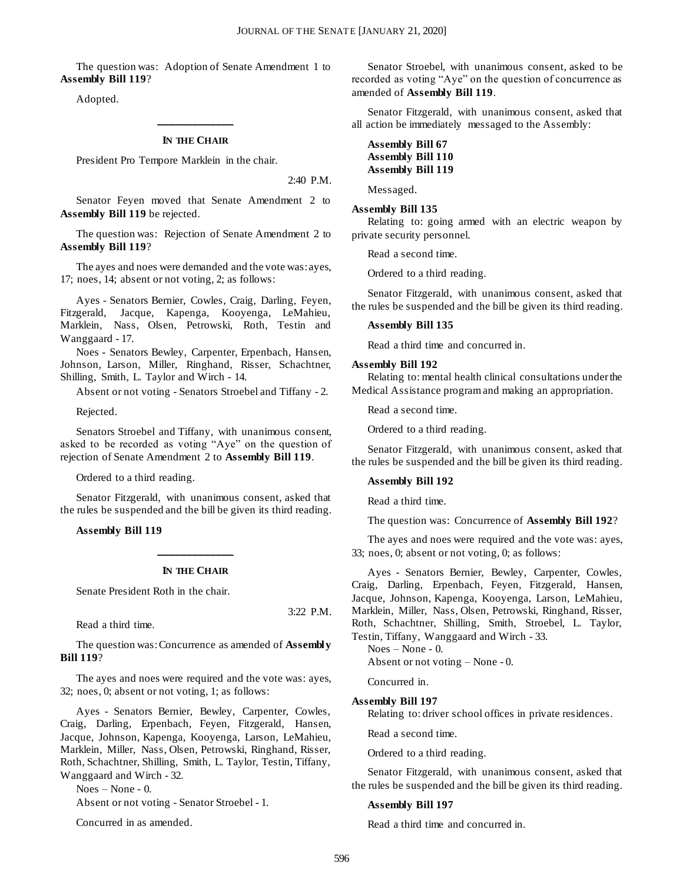The question was: Adoption of Senate Amendment 1 to **Assembly Bill 119**?

Adopted.

---

**IN THE CHAIR**

President Pro Tempore Marklein in the chair.

2:40 P.M.

Senator Feyen moved that Senate Amendment 2 to **Assembly Bill 119** be rejected.

The question was: Rejection of Senate Amendment 2 to **Assembly Bill 119**?

The ayes and noes were demanded and the vote was: ayes, 17; noes, 14; absent or not voting, 2; as follows:

Ayes - Senators Bernier, Cowles, Craig, Darling, Feyen, Fitzgerald, Jacque, Kapenga, Kooyenga, LeMahieu, Marklein, Nass, Olsen, Petrowski, Roth, Testin and Wanggaard - 17.

Noes - Senators Bewley, Carpenter, Erpenbach, Hansen, Johnson, Larson, Miller, Ringhand, Risser, Schachtner, Shilling, Smith, L. Taylor and Wirch - 14.

Absent or not voting - Senators Stroebel and Tiffany - 2.

Rejected.

Senators Stroebel and Tiffany, with unanimous consent, asked to be recorded as voting "Aye" on the question of rejection of Senate Amendment 2 to **Assembly Bill 119**.

Ordered to a third reading.

Senator Fitzgerald, with unanimous consent, asked that the rules be suspended and the bill be given its third reading.

**Assembly Bill 119**

---

**IN THE CHAIR**

Senate President Roth in the chair.

3:22 P.M.

Read a third time.

The question was: Concurrence as amended of **Assembly Bill 119**?

The ayes and noes were required and the vote was: ayes, 32; noes, 0; absent or not voting, 1; as follows:

Ayes - Senators Bernier, Bewley, Carpenter, Cowles, Craig, Darling, Erpenbach, Feyen, Fitzgerald, Hansen, Jacque, Johnson, Kapenga, Kooyenga, Larson, LeMahieu, Marklein, Miller, Nass, Olsen, Petrowski, Ringhand, Risser, Roth, Schachtner, Shilling, Smith, L. Taylor, Testin, Tiffany, Wanggaard and Wirch - 32.

Noes – None - 0.

Absent or not voting - Senator Stroebel - 1.

Concurred in as amended.

Senator Stroebel, with unanimous consent, asked to be recorded as voting "Aye" on the question of concurrence as amended of **Assembly Bill 119**.

Senator Fitzgerald, with unanimous consent, asked that all action be immediately messaged to the Assembly:

**Assembly Bill 67**
**Assembly Bill 110**
**Assembly Bill 119**

Messaged.

**Assembly Bill 135**

Relating to: going armed with an electric weapon by private security personnel.

Read a second time.

Ordered to a third reading.

Senator Fitzgerald, with unanimous consent, asked that the rules be suspended and the bill be given its third reading.

**Assembly Bill 135**

Read a third time and concurred in.

**Assembly Bill 192**

Relating to: mental health clinical consultations under the Medical Assistance program and making an appropriation.

Read a second time.

Ordered to a third reading.

Senator Fitzgerald, with unanimous consent, asked that the rules be suspended and the bill be given its third reading.

**Assembly Bill 192**

Read a third time.

The question was: Concurrence of **Assembly Bill 192**?

The ayes and noes were required and the vote was: ayes, 33; noes, 0; absent or not voting, 0; as follows:

Ayes - Senators Bernier, Bewley, Carpenter, Cowles, Craig, Darling, Erpenbach, Feyen, Fitzgerald, Hansen, Jacque, Johnson, Kapenga, Kooyenga, Larson, LeMahieu, Marklein, Miller, Nass, Olsen, Petrowski, Ringhand, Risser, Roth, Schachtner, Shilling, Smith, Stroebel, L. Taylor, Testin, Tiffany, Wanggaard and Wirch - 33.

Noes – None - 0.

Absent or not voting – None - 0.

Concurred in.

**Assembly Bill 197**

Relating to: driver school offices in private residences.

Read a second time.

Ordered to a third reading.

Senator Fitzgerald, with unanimous consent, asked that the rules be suspended and the bill be given its third reading.

**Assembly Bill 197**

Read a third time and concurred in.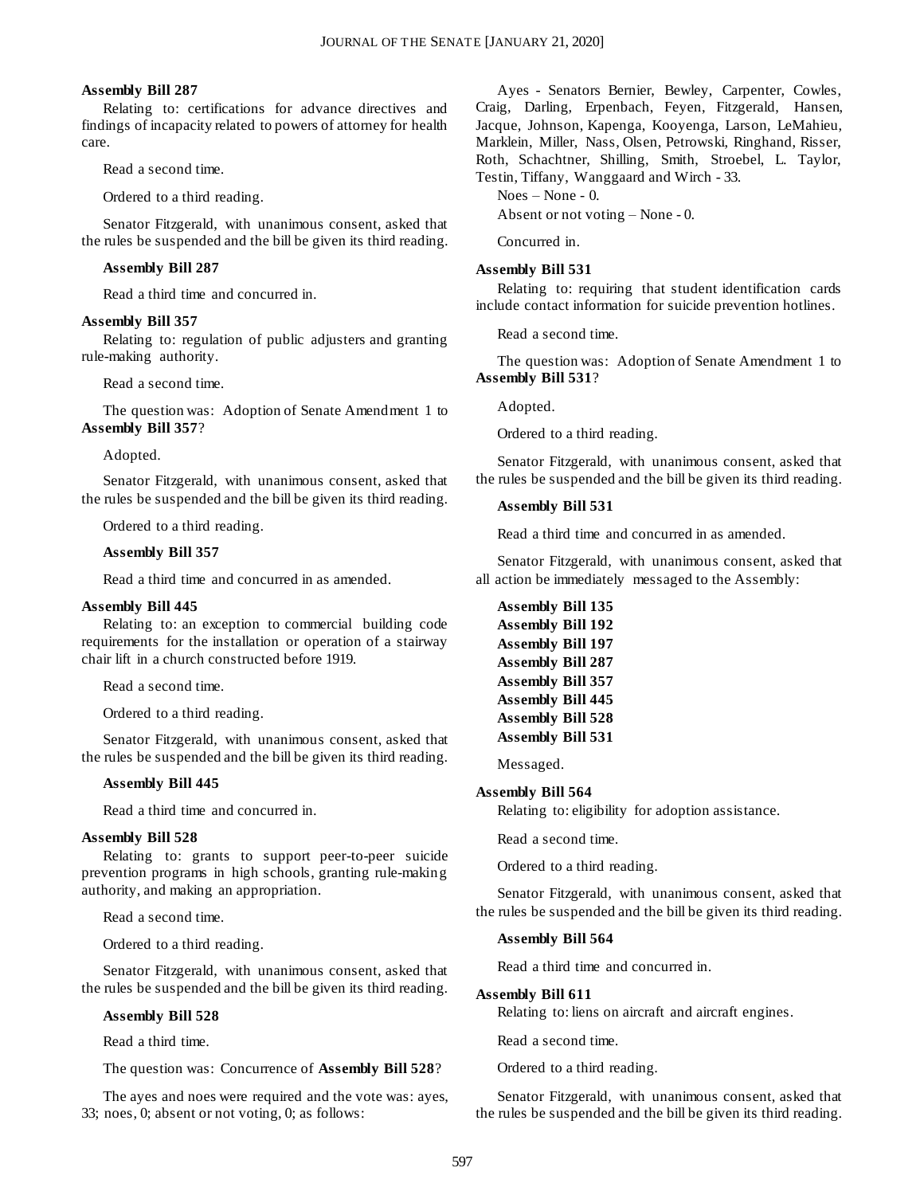**Assembly Bill 287**

Relating to: certifications for advance directives and findings of incapacity related to powers of attorney for health care.

Read a second time.

Ordered to a third reading.

Senator Fitzgerald, with unanimous consent, asked that the rules be suspended and the bill be given its third reading.

**Assembly Bill 287**

Read a third time and concurred in.

**Assembly Bill 357**

Relating to: regulation of public adjusters and granting rule-making authority.

Read a second time.

The question was: Adoption of Senate Amendment 1 to **Assembly Bill 357**?

Adopted.

Senator Fitzgerald, with unanimous consent, asked that the rules be suspended and the bill be given its third reading.

Ordered to a third reading.

**Assembly Bill 357**

Read a third time and concurred in as amended.

**Assembly Bill 445**

Relating to: an exception to commercial building code requirements for the installation or operation of a stairway chair lift in a church constructed before 1919.

Read a second time.

Ordered to a third reading.

Senator Fitzgerald, with unanimous consent, asked that the rules be suspended and the bill be given its third reading.

**Assembly Bill 445**

Read a third time and concurred in.

**Assembly Bill 528**

Relating to: grants to support peer-to-peer suicide prevention programs in high schools, granting rule-making authority, and making an appropriation.

Read a second time.

Ordered to a third reading.

Senator Fitzgerald, with unanimous consent, asked that the rules be suspended and the bill be given its third reading.

**Assembly Bill 528**

Read a third time.

The question was: Concurrence of **Assembly Bill 528**?

The ayes and noes were required and the vote was: ayes, 33; noes, 0; absent or not voting, 0; as follows:

Ayes - Senators Bernier, Bewley, Carpenter, Cowles, Craig, Darling, Erpenbach, Feyen, Fitzgerald, Hansen, Jacque, Johnson, Kapenga, Kooyenga, Larson, LeMahieu, Marklein, Miller, Nass, Olsen, Petrowski, Ringhand, Risser, Roth, Schachtner, Shilling, Smith, Stroebel, L. Taylor, Testin, Tiffany, Wanggaard and Wirch - 33.

Noes – None - 0.

Absent or not voting – None - 0.

Concurred in.

**Assembly Bill 531**

Relating to: requiring that student identification cards include contact information for suicide prevention hotlines.

Read a second time.

The question was: Adoption of Senate Amendment 1 to **Assembly Bill 531**?

Adopted.

Ordered to a third reading.

Senator Fitzgerald, with unanimous consent, asked that the rules be suspended and the bill be given its third reading.

**Assembly Bill 531**

Read a third time and concurred in as amended.

Senator Fitzgerald, with unanimous consent, asked that all action be immediately messaged to the Assembly:

**Assembly Bill 135**
**Assembly Bill 192**
**Assembly Bill 197**
**Assembly Bill 287**
**Assembly Bill 357**
**Assembly Bill 445**
**Assembly Bill 528**
**Assembly Bill 531**

Messaged.

**Assembly Bill 564**

Relating to: eligibility for adoption assistance.

Read a second time.

Ordered to a third reading.

Senator Fitzgerald, with unanimous consent, asked that the rules be suspended and the bill be given its third reading.

**Assembly Bill 564**

Read a third time and concurred in.

**Assembly Bill 611**

Relating to: liens on aircraft and aircraft engines.

Read a second time.

Ordered to a third reading.

Senator Fitzgerald, with unanimous consent, asked that the rules be suspended and the bill be given its third reading.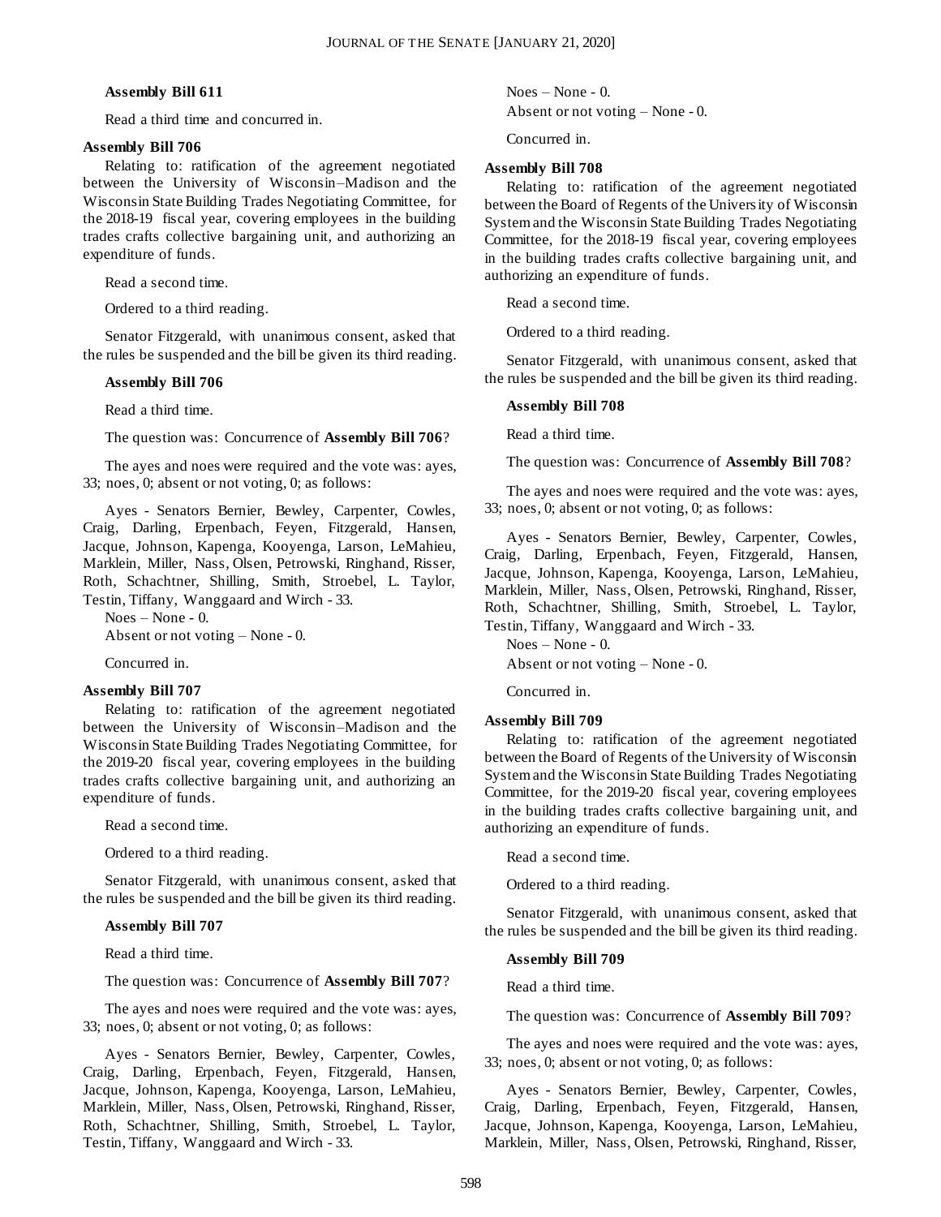**Assembly Bill 611**

Read a third time and concurred in.

**Assembly Bill 706**

Relating to: ratification of the agreement negotiated between the University of Wisconsin–Madison and the Wisconsin State Building Trades Negotiating Committee, for the 2018-19 fiscal year, covering employees in the building trades crafts collective bargaining unit, and authorizing an expenditure of funds.

Read a second time.

Ordered to a third reading.

Senator Fitzgerald, with unanimous consent, asked that the rules be suspended and the bill be given its third reading.

**Assembly Bill 706**

Read a third time.

The question was: Concurrence of **Assembly Bill 706**?

The ayes and noes were required and the vote was: ayes, 33; noes, 0; absent or not voting, 0; as follows:

Ayes - Senators Bernier, Bewley, Carpenter, Cowles, Craig, Darling, Erpenbach, Feyen, Fitzgerald, Hansen, Jacque, Johnson, Kapenga, Kooyenga, Larson, LeMahieu, Marklein, Miller, Nass, Olsen, Petrowski, Ringhand, Risser, Roth, Schachtner, Shilling, Smith, Stroebel, L. Taylor, Testin, Tiffany, Wanggaard and Wirch - 33.

Noes – None - 0.

Absent or not voting – None - 0.

Concurred in.

**Assembly Bill 707**

Relating to: ratification of the agreement negotiated between the University of Wisconsin–Madison and the Wisconsin State Building Trades Negotiating Committee, for the 2019-20 fiscal year, covering employees in the building trades crafts collective bargaining unit, and authorizing an expenditure of funds.

Read a second time.

Ordered to a third reading.

Senator Fitzgerald, with unanimous consent, asked that the rules be suspended and the bill be given its third reading.

**Assembly Bill 707**

Read a third time.

The question was: Concurrence of **Assembly Bill 707**?

The ayes and noes were required and the vote was: ayes, 33; noes, 0; absent or not voting, 0; as follows:

Ayes - Senators Bernier, Bewley, Carpenter, Cowles, Craig, Darling, Erpenbach, Feyen, Fitzgerald, Hansen, Jacque, Johnson, Kapenga, Kooyenga, Larson, LeMahieu, Marklein, Miller, Nass, Olsen, Petrowski, Ringhand, Risser, Roth, Schachtner, Shilling, Smith, Stroebel, L. Taylor, Testin, Tiffany, Wanggaard and Wirch - 33.

Noes – None - 0.

Absent or not voting – None - 0.

Concurred in.

**Assembly Bill 708**

Relating to: ratification of the agreement negotiated between the Board of Regents of the University of Wisconsin System and the Wisconsin State Building Trades Negotiating Committee, for the 2018-19 fiscal year, covering employees in the building trades crafts collective bargaining unit, and authorizing an expenditure of funds.

Read a second time.

Ordered to a third reading.

Senator Fitzgerald, with unanimous consent, asked that the rules be suspended and the bill be given its third reading.

**Assembly Bill 708**

Read a third time.

The question was: Concurrence of **Assembly Bill 708**?

The ayes and noes were required and the vote was: ayes, 33; noes, 0; absent or not voting, 0; as follows:

Ayes - Senators Bernier, Bewley, Carpenter, Cowles, Craig, Darling, Erpenbach, Feyen, Fitzgerald, Hansen, Jacque, Johnson, Kapenga, Kooyenga, Larson, LeMahieu, Marklein, Miller, Nass, Olsen, Petrowski, Ringhand, Risser, Roth, Schachtner, Shilling, Smith, Stroebel, L. Taylor, Testin, Tiffany, Wanggaard and Wirch - 33.

Noes – None - 0.

Absent or not voting – None - 0.

Concurred in.

**Assembly Bill 709**

Relating to: ratification of the agreement negotiated between the Board of Regents of the University of Wisconsin System and the Wisconsin State Building Trades Negotiating Committee, for the 2019-20 fiscal year, covering employees in the building trades crafts collective bargaining unit, and authorizing an expenditure of funds.

Read a second time.

Ordered to a third reading.

Senator Fitzgerald, with unanimous consent, asked that the rules be suspended and the bill be given its third reading.

**Assembly Bill 709**

Read a third time.

The question was: Concurrence of **Assembly Bill 709**?

The ayes and noes were required and the vote was: ayes, 33; noes, 0; absent or not voting, 0; as follows:

Ayes - Senators Bernier, Bewley, Carpenter, Cowles, Craig, Darling, Erpenbach, Feyen, Fitzgerald, Hansen, Jacque, Johnson, Kapenga, Kooyenga, Larson, LeMahieu, Marklein, Miller, Nass, Olsen, Petrowski, Ringhand, Risser,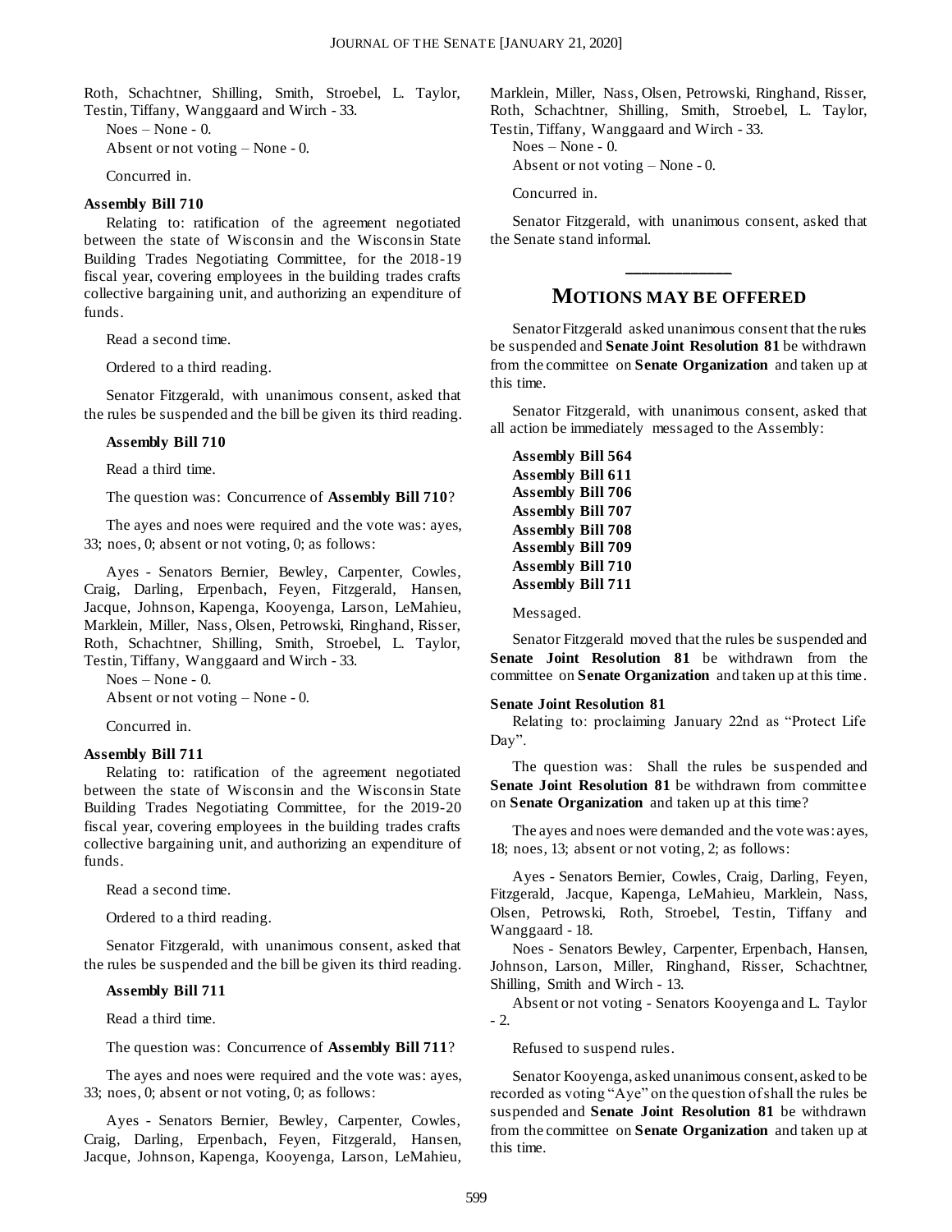Roth, Schachtner, Shilling, Smith, Stroebel, L. Taylor, Testin, Tiffany, Wanggaard and Wirch - 33.

Noes – None - 0.

Absent or not voting – None - 0.

Concurred in.

**Assembly Bill 710**

Relating to: ratification of the agreement negotiated between the state of Wisconsin and the Wisconsin State Building Trades Negotiating Committee, for the 2018-19 fiscal year, covering employees in the building trades crafts collective bargaining unit, and authorizing an expenditure of funds.

Read a second time.

Ordered to a third reading.

Senator Fitzgerald, with unanimous consent, asked that the rules be suspended and the bill be given its third reading.

**Assembly Bill 710**

Read a third time.

The question was: Concurrence of **Assembly Bill 710**?

The ayes and noes were required and the vote was: ayes, 33; noes, 0; absent or not voting, 0; as follows:

Ayes - Senators Bernier, Bewley, Carpenter, Cowles, Craig, Darling, Erpenbach, Feyen, Fitzgerald, Hansen, Jacque, Johnson, Kapenga, Kooyenga, Larson, LeMahieu, Marklein, Miller, Nass, Olsen, Petrowski, Ringhand, Risser, Roth, Schachtner, Shilling, Smith, Stroebel, L. Taylor, Testin, Tiffany, Wanggaard and Wirch - 33.

Noes – None - 0.

Absent or not voting – None - 0.

Concurred in.

**Assembly Bill 711**

Relating to: ratification of the agreement negotiated between the state of Wisconsin and the Wisconsin State Building Trades Negotiating Committee, for the 2019-20 fiscal year, covering employees in the building trades crafts collective bargaining unit, and authorizing an expenditure of funds.

Read a second time.

Ordered to a third reading.

Senator Fitzgerald, with unanimous consent, asked that the rules be suspended and the bill be given its third reading.

**Assembly Bill 711**

Read a third time.

The question was: Concurrence of **Assembly Bill 711**?

The ayes and noes were required and the vote was: ayes, 33; noes, 0; absent or not voting, 0; as follows:

Ayes - Senators Bernier, Bewley, Carpenter, Cowles, Craig, Darling, Erpenbach, Feyen, Fitzgerald, Hansen, Jacque, Johnson, Kapenga, Kooyenga, Larson, LeMahieu, Marklein, Miller, Nass, Olsen, Petrowski, Ringhand, Risser, Roth, Schachtner, Shilling, Smith, Stroebel, L. Taylor, Testin, Tiffany, Wanggaard and Wirch - 33.

Noes – None - 0.

Absent or not voting – None - 0.

Concurred in.

Senator Fitzgerald, with unanimous consent, asked that the Senate stand informal.

---

## MOTIONS MAY BE OFFERED

Senator Fitzgerald asked unanimous consent that the rules be suspended and **Senate Joint Resolution 81** be withdrawn from the committee on **Senate Organization** and taken up at this time.

Senator Fitzgerald, with unanimous consent, asked that all action be immediately messaged to the Assembly:

**Assembly Bill 564**
**Assembly Bill 611**
**Assembly Bill 706**
**Assembly Bill 707**
**Assembly Bill 708**
**Assembly Bill 709**
**Assembly Bill 710**
**Assembly Bill 711**

Messaged.

Senator Fitzgerald moved that the rules be suspended and **Senate Joint Resolution 81** be withdrawn from the committee on **Senate Organization** and taken up at this time.

**Senate Joint Resolution 81**

Relating to: proclaiming January 22nd as "Protect Life Day".

The question was: Shall the rules be suspended and **Senate Joint Resolution 81** be withdrawn from committee on **Senate Organization** and taken up at this time?

The ayes and noes were demanded and the vote was: ayes, 18; noes, 13; absent or not voting, 2; as follows:

Ayes - Senators Bernier, Cowles, Craig, Darling, Feyen, Fitzgerald, Jacque, Kapenga, LeMahieu, Marklein, Nass, Olsen, Petrowski, Roth, Stroebel, Testin, Tiffany and Wanggaard - 18.

Noes - Senators Bewley, Carpenter, Erpenbach, Hansen, Johnson, Larson, Miller, Ringhand, Risser, Schachtner, Shilling, Smith and Wirch - 13.

Absent or not voting - Senators Kooyenga and L. Taylor - 2.

Refused to suspend rules.

Senator Kooyenga, asked unanimous consent, asked to be recorded as voting "Aye" on the question of shall the rules be suspended and **Senate Joint Resolution 81** be withdrawn from the committee on **Senate Organization** and taken up at this time.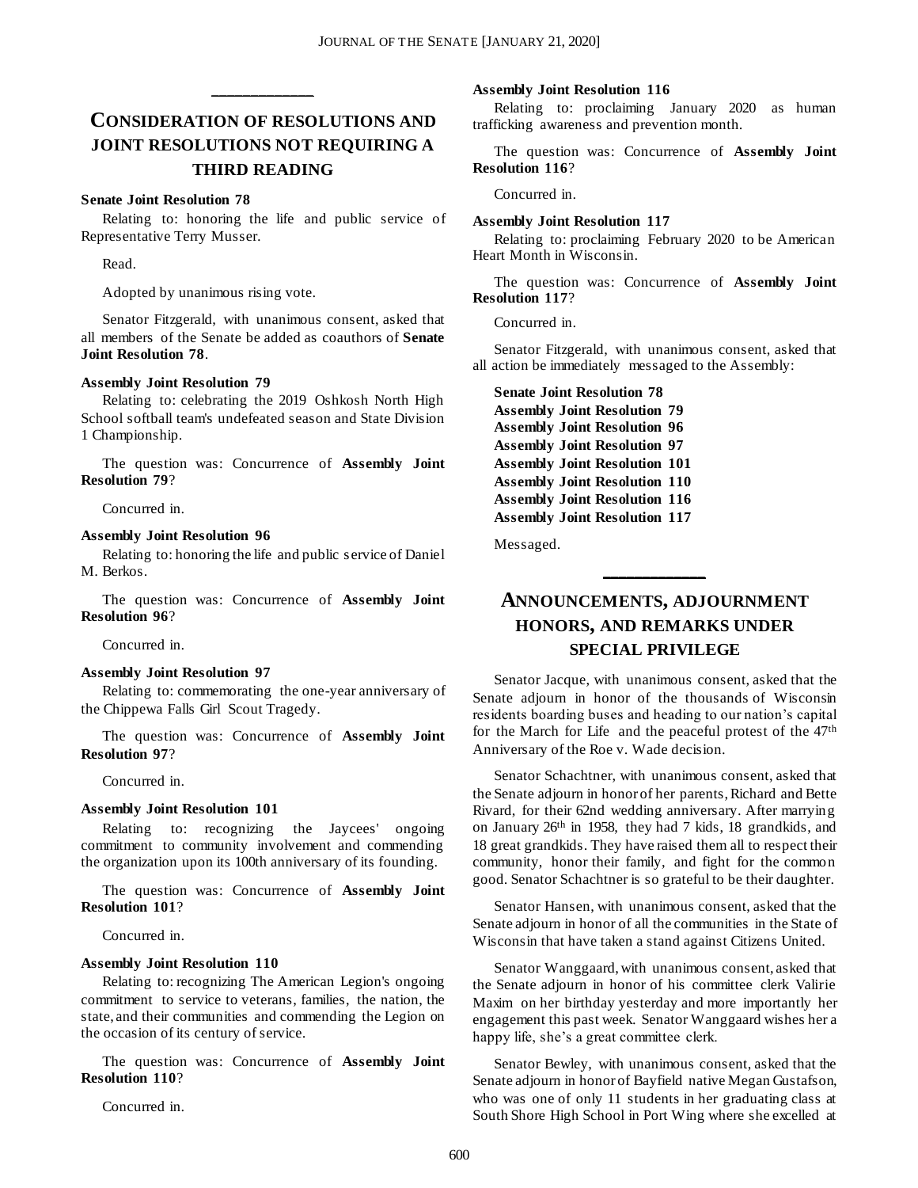## CONSIDERATION OF RESOLUTIONS AND JOINT RESOLUTIONS NOT REQUIRING A THIRD READING

**Senate Joint Resolution 78**

Relating to: honoring the life and public service of Representative Terry Musser.

Read.

Adopted by unanimous rising vote.

Senator Fitzgerald, with unanimous consent, asked that all members of the Senate be added as coauthors of **Senate Joint Resolution 78**.

**Assembly Joint Resolution 79**

Relating to: celebrating the 2019 Oshkosh North High School softball team's undefeated season and State Division 1 Championship.

The question was: Concurrence of **Assembly Joint Resolution 79**?

Concurred in.

**Assembly Joint Resolution 96**

Relating to: honoring the life and public service of Daniel M. Berkos.

The question was: Concurrence of **Assembly Joint Resolution 96**?

Concurred in.

**Assembly Joint Resolution 97**

Relating to: commemorating the one-year anniversary of the Chippewa Falls Girl Scout Tragedy.

The question was: Concurrence of **Assembly Joint Resolution 97**?

Concurred in.

**Assembly Joint Resolution 101**

Relating to: recognizing the Jaycees' ongoing commitment to community involvement and commending the organization upon its 100th anniversary of its founding.

The question was: Concurrence of **Assembly Joint Resolution 101**?

Concurred in.

**Assembly Joint Resolution 110**

Relating to: recognizing The American Legion's ongoing commitment to service to veterans, families, the nation, the state, and their communities and commending the Legion on the occasion of its century of service.

The question was: Concurrence of **Assembly Joint Resolution 110**?

Concurred in.

**Assembly Joint Resolution 116**

Relating to: proclaiming January 2020 as human trafficking awareness and prevention month.

The question was: Concurrence of **Assembly Joint Resolution 116**?

Concurred in.

**Assembly Joint Resolution 117**

Relating to: proclaiming February 2020 to be American Heart Month in Wisconsin.

The question was: Concurrence of **Assembly Joint Resolution 117**?

Concurred in.

Senator Fitzgerald, with unanimous consent, asked that all action be immediately messaged to the Assembly:

**Senate Joint Resolution 78**
**Assembly Joint Resolution 79**
**Assembly Joint Resolution 96**
**Assembly Joint Resolution 97**
**Assembly Joint Resolution 101**
**Assembly Joint Resolution 110**
**Assembly Joint Resolution 116**
**Assembly Joint Resolution 117**

Messaged.

## ANNOUNCEMENTS, ADJOURNMENT HONORS, AND REMARKS UNDER SPECIAL PRIVILEGE

Senator Jacque, with unanimous consent, asked that the Senate adjourn in honor of the thousands of Wisconsin residents boarding buses and heading to our nation's capital for the March for Life and the peaceful protest of the 47th Anniversary of the Roe v. Wade decision.

Senator Schachtner, with unanimous consent, asked that the Senate adjourn in honor of her parents, Richard and Bette Rivard, for their 62nd wedding anniversary. After marrying on January 26th in 1958, they had 7 kids, 18 grandkids, and 18 great grandkids. They have raised them all to respect their community, honor their family, and fight for the common good. Senator Schachtner is so grateful to be their daughter.

Senator Hansen, with unanimous consent, asked that the Senate adjourn in honor of all the communities in the State of Wisconsin that have taken a stand against Citizens United.

Senator Wanggaard, with unanimous consent, asked that the Senate adjourn in honor of his committee clerk Valirie Maxim on her birthday yesterday and more importantly her engagement this past week. Senator Wanggaard wishes her a happy life, she's a great committee clerk.

Senator Bewley, with unanimous consent, asked that the Senate adjourn in honor of Bayfield native Megan Gustafson, who was one of only 11 students in her graduating class at South Shore High School in Port Wing where she excelled at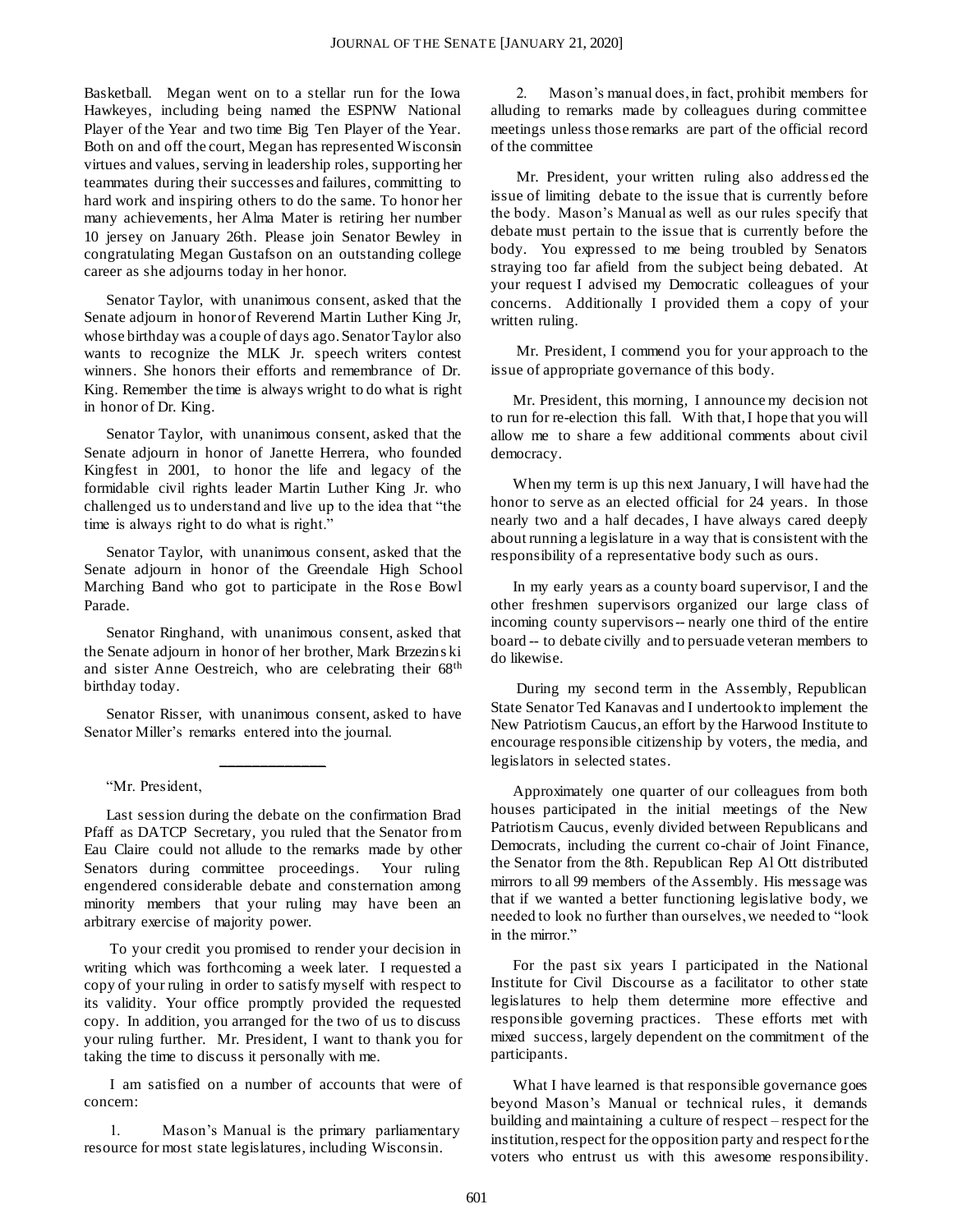Basketball. Megan went on to a stellar run for the Iowa Hawkeyes, including being named the ESPNW National Player of the Year and two time Big Ten Player of the Year. Both on and off the court, Megan has represented Wisconsin virtues and values, serving in leadership roles, supporting her teammates during their successes and failures, committing to hard work and inspiring others to do the same. To honor her many achievements, her Alma Mater is retiring her number 10 jersey on January 26th. Please join Senator Bewley in congratulating Megan Gustafson on an outstanding college career as she adjourns today in her honor.

Senator Taylor, with unanimous consent, asked that the Senate adjourn in honor of Reverend Martin Luther King Jr, whose birthday was a couple of days ago. Senator Taylor also wants to recognize the MLK Jr. speech writers contest winners. She honors their efforts and remembrance of Dr. King. Remember the time is always wright to do what is right in honor of Dr. King.

Senator Taylor, with unanimous consent, asked that the Senate adjourn in honor of Janette Herrera, who founded Kingfest in 2001, to honor the life and legacy of the formidable civil rights leader Martin Luther King Jr. who challenged us to understand and live up to the idea that "the time is always right to do what is right."

Senator Taylor, with unanimous consent, asked that the Senate adjourn in honor of the Greendale High School Marching Band who got to participate in the Rose Bowl Parade.

Senator Ringhand, with unanimous consent, asked that the Senate adjourn in honor of her brother, Mark Brzezinski and sister Anne Oestreich, who are celebrating their 68th birthday today.

Senator Risser, with unanimous consent, asked to have Senator Miller's remarks entered into the journal.

---

"Mr. President,

Last session during the debate on the confirmation Brad Pfaff as DATCP Secretary, you ruled that the Senator from Eau Claire could not allude to the remarks made by other Senators during committee proceedings. Your ruling engendered considerable debate and consternation among minority members that your ruling may have been an arbitrary exercise of majority power.

To your credit you promised to render your decision in writing which was forthcoming a week later. I requested a copy of your ruling in order to satisfy myself with respect to its validity. Your office promptly provided the requested copy. In addition, you arranged for the two of us to discuss your ruling further. Mr. President, I want to thank you for taking the time to discuss it personally with me.

I am satisfied on a number of accounts that were of concern:

1. Mason's Manual is the primary parliamentary resource for most state legislatures, including Wisconsin.

2. Mason's manual does, in fact, prohibit members for alluding to remarks made by colleagues during committee meetings unless those remarks are part of the official record of the committee

Mr. President, your written ruling also addressed the issue of limiting debate to the issue that is currently before the body. Mason's Manual as well as our rules specify that debate must pertain to the issue that is currently before the body. You expressed to me being troubled by Senators straying too far afield from the subject being debated. At your request I advised my Democratic colleagues of your concerns. Additionally I provided them a copy of your written ruling.

Mr. President, I commend you for your approach to the issue of appropriate governance of this body.

Mr. President, this morning, I announce my decision not to run for re-election this fall. With that, I hope that you will allow me to share a few additional comments about civil democracy.

When my term is up this next January, I will have had the honor to serve as an elected official for 24 years. In those nearly two and a half decades, I have always cared deeply about running a legislature in a way that is consistent with the responsibility of a representative body such as ours.

In my early years as a county board supervisor, I and the other freshmen supervisors organized our large class of incoming county supervisors -- nearly one third of the entire board -- to debate civilly and to persuade veteran members to do likewise.

During my second term in the Assembly, Republican State Senator Ted Kanavas and I undertook to implement the New Patriotism Caucus, an effort by the Harwood Institute to encourage responsible citizenship by voters, the media, and legislators in selected states.

Approximately one quarter of our colleagues from both houses participated in the initial meetings of the New Patriotism Caucus, evenly divided between Republicans and Democrats, including the current co-chair of Joint Finance, the Senator from the 8th. Republican Rep Al Ott distributed mirrors to all 99 members of the Assembly. His message was that if we wanted a better functioning legislative body, we needed to look no further than ourselves, we needed to "look in the mirror."

For the past six years I participated in the National Institute for Civil Discourse as a facilitator to other state legislatures to help them determine more effective and responsible governing practices. These efforts met with mixed success, largely dependent on the commitment of the participants.

What I have learned is that responsible governance goes beyond Mason's Manual or technical rules, it demands building and maintaining a culture of respect – respect for the institution, respect for the opposition party and respect for the voters who entrust us with this awesome responsibility.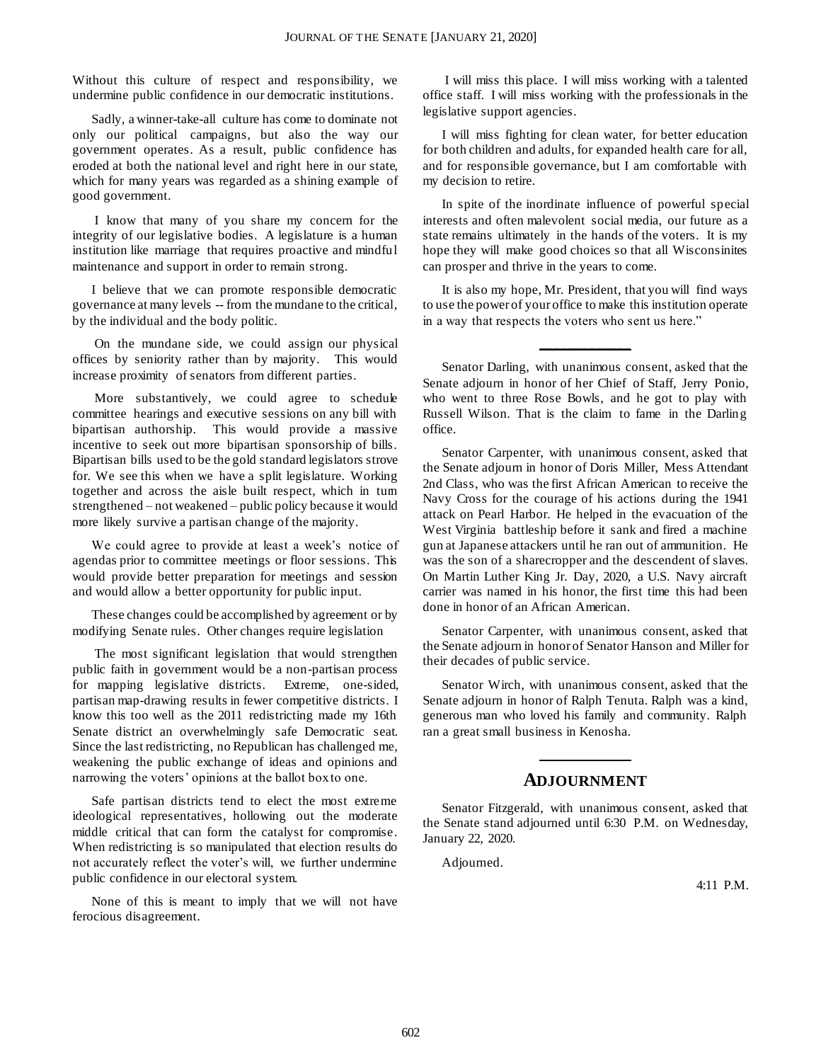Without this culture of respect and responsibility, we undermine public confidence in our democratic institutions.

Sadly, a winner-take-all culture has come to dominate not only our political campaigns, but also the way our government operates. As a result, public confidence has eroded at both the national level and right here in our state, which for many years was regarded as a shining example of good government.

I know that many of you share my concern for the integrity of our legislative bodies. A legislature is a human institution like marriage that requires proactive and mindful maintenance and support in order to remain strong.

I believe that we can promote responsible democratic governance at many levels -- from the mundane to the critical, by the individual and the body politic.

On the mundane side, we could assign our physical offices by seniority rather than by majority. This would increase proximity of senators from different parties.

More substantively, we could agree to schedule committee hearings and executive sessions on any bill with bipartisan authorship. This would provide a massive incentive to seek out more bipartisan sponsorship of bills. Bipartisan bills used to be the gold standard legislators strove for. We see this when we have a split legislature. Working together and across the aisle built respect, which in turn strengthened – not weakened – public policy because it would more likely survive a partisan change of the majority.

We could agree to provide at least a week's notice of agendas prior to committee meetings or floor sessions. This would provide better preparation for meetings and session and would allow a better opportunity for public input.

These changes could be accomplished by agreement or by modifying Senate rules. Other changes require legislation

The most significant legislation that would strengthen public faith in government would be a non-partisan process for mapping legislative districts. Extreme, one-sided, partisan map-drawing results in fewer competitive districts. I know this too well as the 2011 redistricting made my 16th Senate district an overwhelmingly safe Democratic seat. Since the last redistricting, no Republican has challenged me, weakening the public exchange of ideas and opinions and narrowing the voters' opinions at the ballot box to one.

Safe partisan districts tend to elect the most extreme ideological representatives, hollowing out the moderate middle critical that can form the catalyst for compromise. When redistricting is so manipulated that election results do not accurately reflect the voter's will, we further undermine public confidence in our electoral system.

None of this is meant to imply that we will not have ferocious disagreement.

I will miss this place. I will miss working with a talented office staff. I will miss working with the professionals in the legislative support agencies.

I will miss fighting for clean water, for better education for both children and adults, for expanded health care for all, and for responsible governance, but I am comfortable with my decision to retire.

In spite of the inordinate influence of powerful special interests and often malevolent social media, our future as a state remains ultimately in the hands of the voters. It is my hope they will make good choices so that all Wisconsinites can prosper and thrive in the years to come.

It is also my hope, Mr. President, that you will find ways to use the power of your office to make this institution operate in a way that respects the voters who sent us here."

---

Senator Darling, with unanimous consent, asked that the Senate adjourn in honor of her Chief of Staff, Jerry Ponio, who went to three Rose Bowls, and he got to play with Russell Wilson. That is the claim to fame in the Darling office.

Senator Carpenter, with unanimous consent, asked that the Senate adjourn in honor of Doris Miller, Mess Attendant 2nd Class, who was the first African American to receive the Navy Cross for the courage of his actions during the 1941 attack on Pearl Harbor. He helped in the evacuation of the West Virginia battleship before it sank and fired a machine gun at Japanese attackers until he ran out of ammunition. He was the son of a sharecropper and the descendent of slaves. On Martin Luther King Jr. Day, 2020, a U.S. Navy aircraft carrier was named in his honor, the first time this had been done in honor of an African American.

Senator Carpenter, with unanimous consent, asked that the Senate adjourn in honor of Senator Hanson and Miller for their decades of public service.

Senator Wirch, with unanimous consent, asked that the Senate adjourn in honor of Ralph Tenuta. Ralph was a kind, generous man who loved his family and community. Ralph ran a great small business in Kenosha.

---

## ADJOURNMENT

Senator Fitzgerald, with unanimous consent, asked that the Senate stand adjourned until 6:30 P.M. on Wednesday, January 22, 2020.

Adjourned.

4:11 P.M.